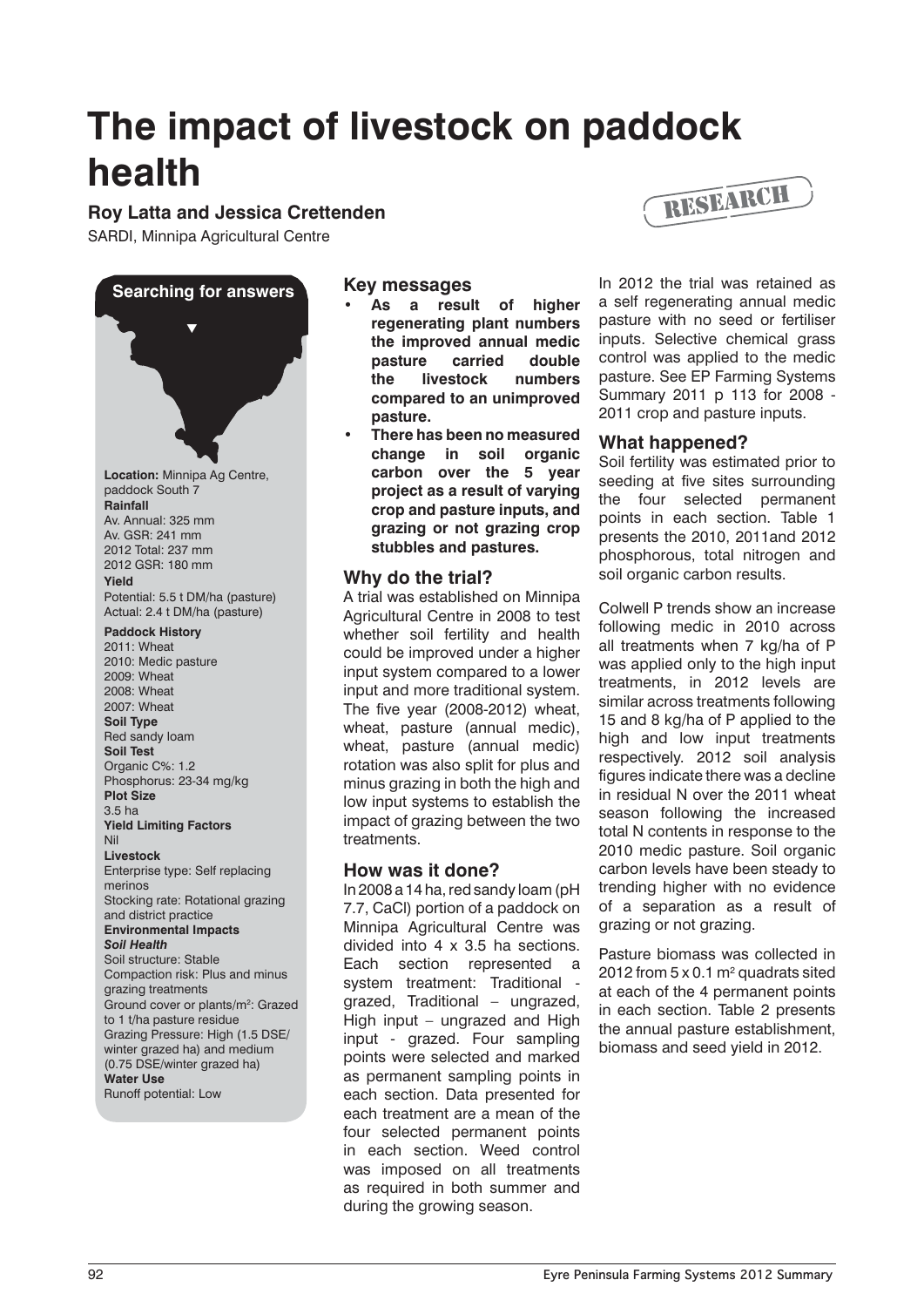# The impact of livestock on paddock health

**Roy Latta and Jessica Crettenden**

SARDI, Minnipa Agricultural Centre

RESEARCH

**Searching for answers**

**Location:** Minnipa Ag Centre, paddock South 7

**Rainfall**
Av. Annual: 325 mm
Av. GSR: 241 mm
2012 Total: 237 mm
2012 GSR: 180 mm

**Yield**
Potential: 5.5 t DM/ha (pasture)
Actual: 2.4 t DM/ha (pasture)

**Paddock History**
2011: Wheat
2010: Medic pasture
2009: Wheat
2008: Wheat
2007: Wheat

**Soil Type**
Red sandy loam

**Soil Test**
Organic C%: 1.2
Phosphorus: 23-34 mg/kg

**Plot Size**
3.5 ha

**Yield Limiting Factors**
Nil

**Livestock**
Enterprise type: Self replacing merinos
Stocking rate: Rotational grazing and district practice

**Environmental Impacts**

***Soil Health***
Soil structure: Stable
Compaction risk: Plus and minus grazing treatments
Ground cover or plants/m$^2$: Grazed to 1 t/ha pasture residue
Grazing Pressure: High (1.5 DSE/winter grazed ha) and medium (0.75 DSE/winter grazed ha)

**Water Use**
Runoff potential: Low

## Key messages

- **As a result of higher regenerating plant numbers the improved annual medic pasture carried double the livestock numbers compared to an unimproved pasture.**
- **There has been no measured change in soil organic carbon over the 5 year project as a result of varying crop and pasture inputs, and grazing or not grazing crop stubbles and pastures.**

## Why do the trial?

A trial was established on Minnipa Agricultural Centre in 2008 to test whether soil fertility and health could be improved under a higher input system compared to a lower input and more traditional system. The five year (2008-2012) wheat, wheat, pasture (annual medic), wheat, pasture (annual medic) rotation was also split for plus and minus grazing in both the high and low input systems to establish the impact of grazing between the two treatments.

## How was it done?

In 2008 a 14 ha, red sandy loam (pH 7.7, CaCl) portion of a paddock on Minnipa Agricultural Centre was divided into 4 x 3.5 ha sections. Each section represented a system treatment: Traditional - grazed, Traditional – ungrazed, High input – ungrazed and High input - grazed. Four sampling points were selected and marked as permanent sampling points in each section. Data presented for each treatment are a mean of the four selected permanent points in each section. Weed control was imposed on all treatments as required in both summer and during the growing season.

In 2012 the trial was retained as a self regenerating annual medic pasture with no seed or fertiliser inputs. Selective chemical grass control was applied to the medic pasture. See EP Farming Systems Summary 2011 p 113 for 2008 - 2011 crop and pasture inputs.

## What happened?

Soil fertility was estimated prior to seeding at five sites surrounding the four selected permanent points in each section. Table 1 presents the 2010, 2011and 2012 phosphorous, total nitrogen and soil organic carbon results.

Colwell P trends show an increase following medic in 2010 across all treatments when 7 kg/ha of P was applied only to the high input treatments, in 2012 levels are similar across treatments following 15 and 8 kg/ha of P applied to the high and low input treatments respectively. 2012 soil analysis figures indicate there was a decline in residual N over the 2011 wheat season following the increased total N contents in response to the 2010 medic pasture. Soil organic carbon levels have been steady to trending higher with no evidence of a separation as a result of grazing or not grazing.

Pasture biomass was collected in 2012 from 5 x 0.1 m$^2$ quadrats sited at each of the 4 permanent points in each section. Table 2 presents the annual pasture establishment, biomass and seed yield in 2012.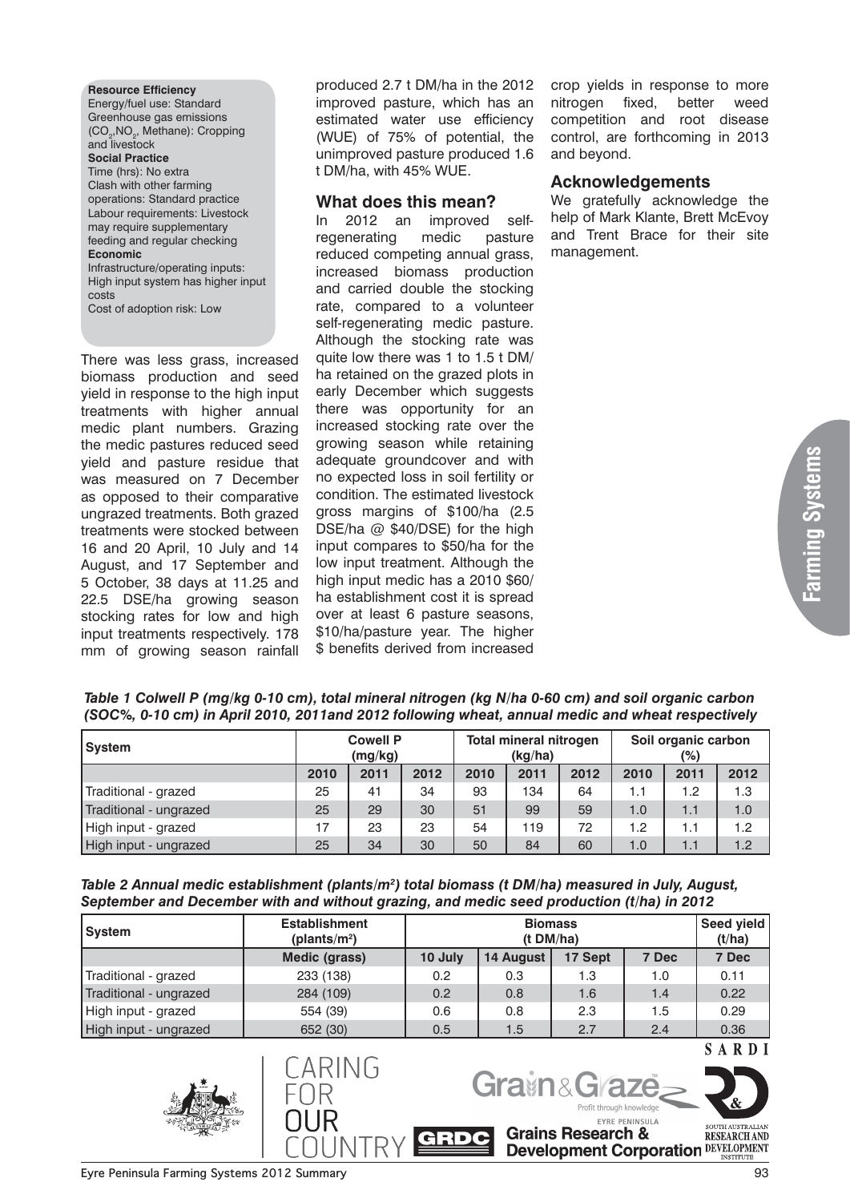**Resource Efficiency**
Energy/fuel use: Standard
Greenhouse gas emissions ($CO_2$,$NO_2$, Methane): Cropping and livestock
**Social Practice**
Time (hrs): No extra
Clash with other farming operations: Standard practice
Labour requirements: Livestock may require supplementary feeding and regular checking
**Economic**
Infrastructure/operating inputs: High input system has higher input costs
Cost of adoption risk: Low

There was less grass, increased biomass production and seed yield in response to the high input treatments with higher annual medic plant numbers. Grazing the medic pastures reduced seed yield and pasture residue that was measured on 7 December as opposed to their comparative ungrazed treatments. Both grazed treatments were stocked between 16 and 20 April, 10 July and 14 August, and 17 September and 5 October, 38 days at 11.25 and 22.5 DSE/ha growing season stocking rates for low and high input treatments respectively. 178 mm of growing season rainfall produced 2.7 t DM/ha in the 2012 improved pasture, which has an estimated water use efficiency (WUE) of 75% of potential, the unimproved pasture produced 1.6 t DM/ha, with 45% WUE.

## What does this mean?

In 2012 an improved self-regenerating medic pasture reduced competing annual grass, increased biomass production and carried double the stocking rate, compared to a volunteer self-regenerating medic pasture. Although the stocking rate was quite low there was 1 to 1.5 t DM/ha retained on the grazed plots in early December which suggests there was opportunity for an increased stocking rate over the growing season while retaining adequate groundcover and with no expected loss in soil fertility or condition. The estimated livestock gross margins of \$100/ha (2.5 DSE/ha @ \$40/DSE) for the high input compares to \$50/ha for the low input treatment. Although the high input medic has a 2010 \$60/ha establishment cost it is spread over at least 6 pasture seasons, \$10/ha/pasture year. The higher \$ benefits derived from increased crop yields in response to more nitrogen fixed, better weed competition and root disease control, are forthcoming in 2013 and beyond.

## Acknowledgements

We gratefully acknowledge the help of Mark Klante, Brett McEvoy and Trent Brace for their site management.

***Table 1 Colwell P (mg/kg 0-10 cm), total mineral nitrogen (kg N/ha 0-60 cm) and soil organic carbon (SOC%, 0-10 cm) in April 2010, 2011and 2012 following wheat, annual medic and wheat respectively***

| System | Cowell P (mg/kg) | | | Total mineral nitrogen (kg/ha) | | | Soil organic carbon (%) | | |
|---|---|---|---|---|---|---|---|---|---|
| | 2010 | 2011 | 2012 | 2010 | 2011 | 2012 | 2010 | 2011 | 2012 |
| Traditional - grazed | 25 | 41 | 34 | 93 | 134 | 64 | 1.1 | 1.2 | 1.3 |
| Traditional - ungrazed | 25 | 29 | 30 | 51 | 99 | 59 | 1.0 | 1.1 | 1.0 |
| High input - grazed | 17 | 23 | 23 | 54 | 119 | 72 | 1.2 | 1.1 | 1.2 |
| High input - ungrazed | 25 | 34 | 30 | 50 | 84 | 60 | 1.0 | 1.1 | 1.2 |

***Table 2 Annual medic establishment (plants/m²) total biomass (t DM/ha) measured in July, August, September and December with and without grazing, and medic seed production (t/ha) in 2012***

| System | Establishment (plants/m²) | Biomass (t DM/ha) | | | | Seed yield (t/ha) |
|---|---|---|---|---|---|---|
| | Medic (grass) | 10 July | 14 August | 17 Sept | 7 Dec | 7 Dec |
| Traditional - grazed | 233 (138) | 0.2 | 0.3 | 1.3 | 1.0 | 0.11 |
| Traditional - ungrazed | 284 (109) | 0.2 | 0.8 | 1.6 | 1.4 | 0.22 |
| High input - grazed | 554 (39) | 0.6 | 0.8 | 2.3 | 1.5 | 0.29 |
| High input - ungrazed | 652 (30) | 0.5 | 1.5 | 2.7 | 2.4 | 0.36 |